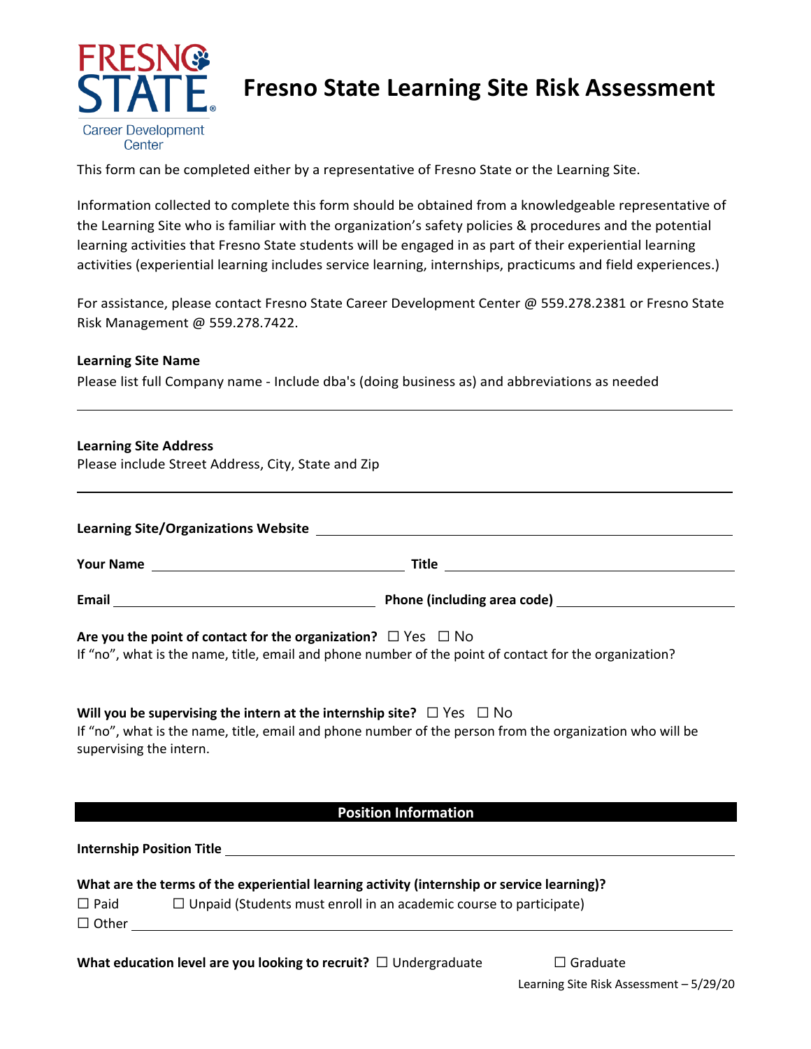# Fresno State Learning Site Risk Assessment

Fresno State Career Development Center

This form can be completed either by a representative of Fresno State or the Learning Site.

Information collected to complete this form should be obtained from a knowledgeable representative of the Learning Site who is familiar with the organization's safety policies & procedures and the potential learning activities that Fresno State students will be engaged in as part of their experiential learning activities (experiential learning includes service learning, internships, practicums and field experiences.)

For assistance, please contact Fresno State Career Development Center @ 559.278.2381 or Fresno State Risk Management @ 559.278.7422.

**Learning Site Name**

Please list full Company name - Include dba's (doing business as) and abbreviations as needed

______________________________________________________________________________

**Learning Site Address**

Please include Street Address, City, State and Zip

______________________________________________________________________________

**Learning Site/Organizations Website** ______________________________________________

**Your Name** ______________________________ **Title** ______________________________

**Email** ______________________________ **Phone (including area code)** ____________________

**Are you the point of contact for the organization?** ☐ Yes ☐ No

If "no", what is the name, title, email and phone number of the point of contact for the organization?

**Will you be supervising the intern at the internship site?** ☐ Yes ☐ No

If "no", what is the name, title, email and phone number of the person from the organization who will be supervising the intern.

## Position Information

**Internship Position Title** ______________________________________________

**What are the terms of the experiential learning activity (internship or service learning)?**

☐ Paid ☐ Unpaid (Students must enroll in an academic course to participate)

☐ Other ______________________________________________

**What education level are you looking to recruit?** ☐ Undergraduate ☐ Graduate

Learning Site Risk Assessment – 5/29/20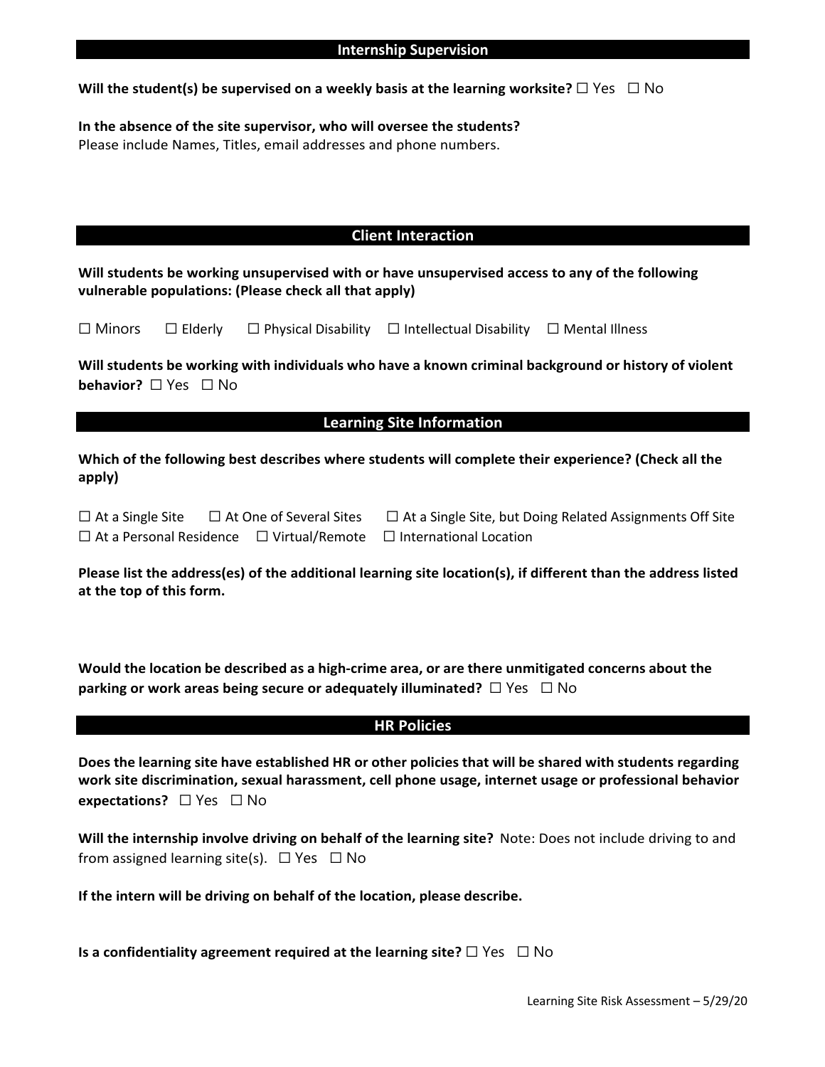## Internship Supervision

**Will the student(s) be supervised on a weekly basis at the learning worksite?** ☐ Yes ☐ No

**In the absence of the site supervisor, who will oversee the students?**
Please include Names, Titles, email addresses and phone numbers.

## Client Interaction

**Will students be working unsupervised with or have unsupervised access to any of the following vulnerable populations: (Please check all that apply)**

☐ Minors ☐ Elderly ☐ Physical Disability ☐ Intellectual Disability ☐ Mental Illness

**Will students be working with individuals who have a known criminal background or history of violent behavior?** ☐ Yes ☐ No

## Learning Site Information

**Which of the following best describes where students will complete their experience? (Check all the apply)**

☐ At a Single Site ☐ At One of Several Sites ☐ At a Single Site, but Doing Related Assignments Off Site
☐ At a Personal Residence ☐ Virtual/Remote ☐ International Location

**Please list the address(es) of the additional learning site location(s), if different than the address listed at the top of this form.**

**Would the location be described as a high-crime area, or are there unmitigated concerns about the parking or work areas being secure or adequately illuminated?** ☐ Yes ☐ No

## HR Policies

**Does the learning site have established HR or other policies that will be shared with students regarding work site discrimination, sexual harassment, cell phone usage, internet usage or professional behavior expectations?** ☐ Yes ☐ No

**Will the internship involve driving on behalf of the learning site?** Note: Does not include driving to and from assigned learning site(s). ☐ Yes ☐ No

**If the intern will be driving on behalf of the location, please describe.**

**Is a confidentiality agreement required at the learning site?** ☐ Yes ☐ No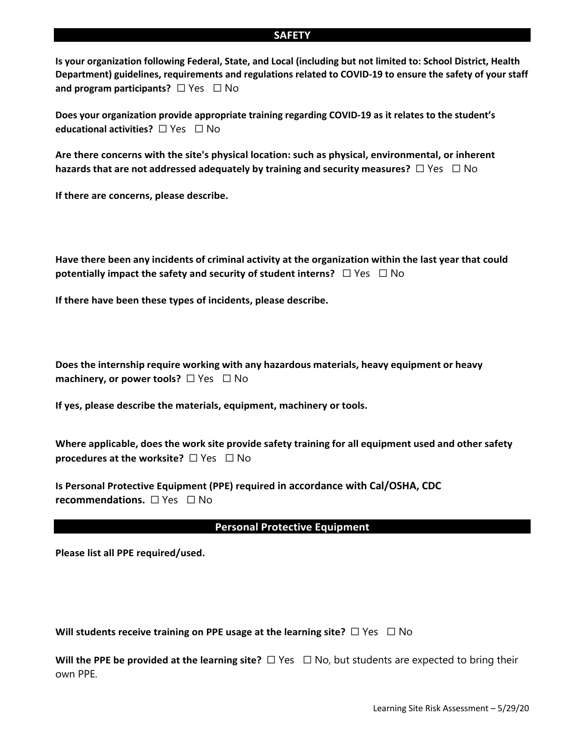## SAFETY

**Is your organization following Federal, State, and Local (including but not limited to: School District, Health Department) guidelines, requirements and regulations related to COVID-19 to ensure the safety of your staff and program participants?** ☐ Yes ☐ No

**Does your organization provide appropriate training regarding COVID-19 as it relates to the student's educational activities?** ☐ Yes ☐ No

**Are there concerns with the site's physical location: such as physical, environmental, or inherent hazards that are not addressed adequately by training and security measures?** ☐ Yes ☐ No

**If there are concerns, please describe.**

**Have there been any incidents of criminal activity at the organization within the last year that could potentially impact the safety and security of student interns?** ☐ Yes ☐ No

**If there have been these types of incidents, please describe.**

**Does the internship require working with any hazardous materials, heavy equipment or heavy machinery, or power tools?** ☐ Yes ☐ No

**If yes, please describe the materials, equipment, machinery or tools.**

**Where applicable, does the work site provide safety training for all equipment used and other safety procedures at the worksite?** ☐ Yes ☐ No

**Is Personal Protective Equipment (PPE) required in accordance with Cal/OSHA, CDC recommendations.** ☐ Yes ☐ No

## Personal Protective Equipment

**Please list all PPE required/used.**

**Will students receive training on PPE usage at the learning site?** ☐ Yes ☐ No

**Will the PPE be provided at the learning site?** ☐ Yes ☐ No, but students are expected to bring their own PPE.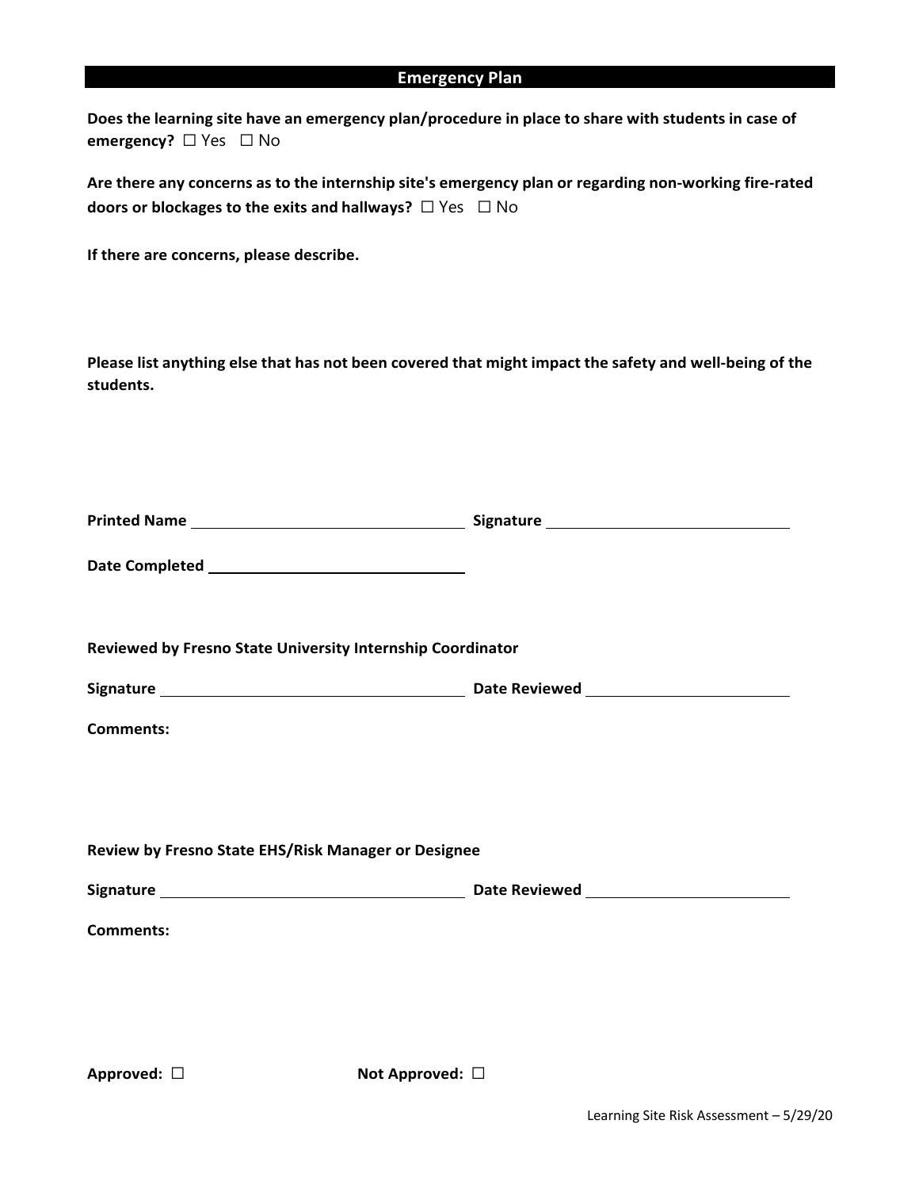## Emergency Plan

**Does the learning site have an emergency plan/procedure in place to share with students in case of emergency?** ☐ Yes ☐ No

**Are there any concerns as to the internship site's emergency plan or regarding non-working fire-rated doors or blockages to the exits and hallways?** ☐ Yes ☐ No

**If there are concerns, please describe.**

**Please list anything else that has not been covered that might impact the safety and well-being of the students.**

**Printed Name** \_\_\_\_\_\_\_\_\_\_\_\_\_\_\_\_\_\_\_\_\_\_\_\_\_\_\_\_\_\_ **Signature** \_\_\_\_\_\_\_\_\_\_\_\_\_\_\_\_\_\_\_\_\_\_\_\_\_\_\_\_

**Date Completed** \_\_\_\_\_\_\_\_\_\_\_\_\_\_\_\_\_\_\_\_\_\_\_\_\_\_\_\_

**Reviewed by Fresno State University Internship Coordinator**

**Signature** \_\_\_\_\_\_\_\_\_\_\_\_\_\_\_\_\_\_\_\_\_\_\_\_\_\_\_\_\_\_\_\_\_\_ **Date Reviewed** \_\_\_\_\_\_\_\_\_\_\_\_\_\_\_\_\_\_\_\_\_\_\_

**Comments:**

**Review by Fresno State EHS/Risk Manager or Designee**

**Signature** \_\_\_\_\_\_\_\_\_\_\_\_\_\_\_\_\_\_\_\_\_\_\_\_\_\_\_\_\_\_\_\_\_\_ **Date Reviewed** \_\_\_\_\_\_\_\_\_\_\_\_\_\_\_\_\_\_\_\_\_\_\_

**Comments:**

**Approved:** ☐ **Not Approved:** ☐

Learning Site Risk Assessment – 5/29/20